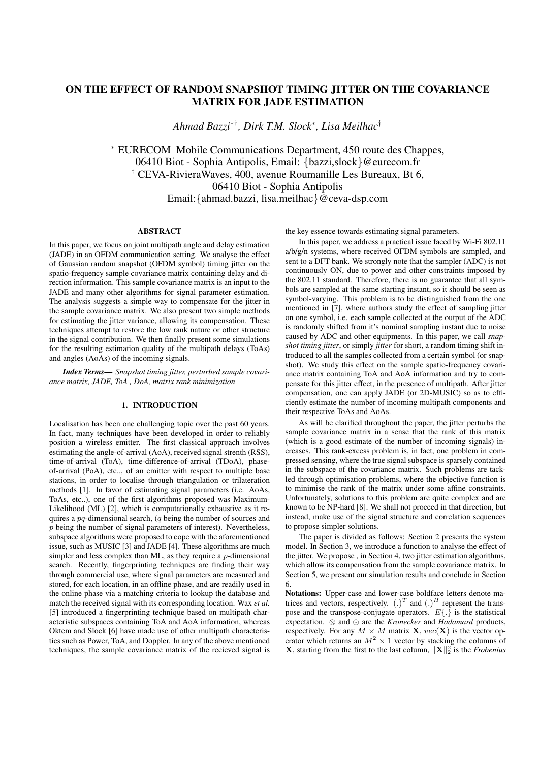# ON THE EFFECT OF RANDOM SNAPSHOT TIMING JITTER ON THE COVARIANCE MATRIX FOR JADE ESTIMATION

*Ahmad Bazzi*[*†], *Dirk T.M. Slock*[*], *Lisa Meilhac*[†]

[*] EURECOM Mobile Communications Department, 450 route des Chappes,
06410 Biot - Sophia Antipolis, Email: {bazzi,slock}@eurecom.fr
[†] CEVA-RivieraWaves, 400, avenue Roumanille Les Bureaux, Bt 6,
06410 Biot - Sophia Antipolis
Email:{ahmad.bazzi, lisa.meilhac}@ceva-dsp.com

## ABSTRACT

In this paper, we focus on joint multipath angle and delay estimation (JADE) in an OFDM communication setting. We analyse the effect of Gaussian random snapshot (OFDM symbol) timing jitter on the spatio-frequency sample covariance matrix containing delay and direction information. This sample covariance matrix is an input to the JADE and many other algorithms for signal parameter estimation. The analysis suggests a simple way to compensate for the jitter in the sample covariance matrix. We also present two simple methods for estimating the jitter variance, allowing its compensation. These techniques attempt to restore the low rank nature or other structure in the signal contribution. We then finally present some simulations for the resulting estimation quality of the multipath delays (ToAs) and angles (AoAs) of the incoming signals.

***Index Terms***— *Snapshot timing jitter, perturbed sample covariance matrix, JADE, ToA , DoA, matrix rank minimization*

## 1. INTRODUCTION

Localisation has been one challenging topic over the past 60 years. In fact, many techniques have been developed in order to reliably position a wireless emitter. The first classical approach involves estimating the angle-of-arrival (AoA), received signal strenth (RSS), time-of-arrival (ToA), time-difference-of-arrival (TDoA), phase-of-arrival (PoA), etc.., of an emitter with respect to multiple base stations, in order to localise through triangulation or trilateration methods [1]. In favor of estimating signal parameters (i.e. AoAs, ToAs, etc..), one of the first algorithms proposed was Maximum-Likelihood (ML) [2], which is computationally exhaustive as it requires a $pq$-dimensional search, ($q$ being the number of sources and $p$ being the number of signal parameters of interest). Nevertheless, subspace algorithms were proposed to cope with the aforementioned issue, such as MUSIC [3] and JADE [4]. These algorithms are much simpler and less complex than ML, as they require a $p$-dimensional search. Recently, fingerprinting techniques are finding their way through commercial use, where signal parameters are measured and stored, for each location, in an offline phase, and are readily used in the online phase via a matching criteria to lookup the database and match the received signal with its corresponding location. Wax *et al.* [5] introduced a fingerprinting technique based on multipath characteristic subspaces containing ToA and AoA information, whereas Oktem and Slock [6] have made use of other multipath characteristics such as Power, ToA, and Doppler. In any of the above mentioned techniques, the sample covariance matrix of the recieved signal is the key essence towards estimating signal parameters.

In this paper, we address a practical issue faced by Wi-Fi 802.11 a/b/g/n systems, where received OFDM symbols are sampled, and sent to a DFT bank. We strongly note that the sampler (ADC) is not continuously ON, due to power and other constraints imposed by the 802.11 standard. Therefore, there is no guarantee that all symbols are sampled at the same starting instant, so it should be seen as symbol-varying. This problem is to be distinguished from the one mentioned in [7], where authors study the effect of sampling jitter on one symbol, i.e. each sample collected at the output of the ADC is randomly shifted from it's nominal sampling instant due to noise caused by ADC and other equipments. In this paper, we call *snapshot timing jitter*, or simply *jitter* for short, a random timing shift introduced to all the samples collected from a certain symbol (or snapshot). We study this effect on the sample spatio-frequency covariance matrix containing ToA and AoA information and try to compensate for this jitter effect, in the presence of multipath. After jitter compensation, one can apply JADE (or 2D-MUSIC) so as to efficiently estimate the number of incoming multipath components and their respective ToAs and AoAs.

As will be clarified throughout the paper, the jitter perturbs the sample covariance matrix in a sense that the rank of this matrix (which is a good estimate of the number of incoming signals) increases. This rank-excess problem is, in fact, one problem in compressed sensing, where the true signal subspace is sparsely contained in the subspace of the covariance matrix. Such problems are tackled through optimisation problems, where the objective function is to minimise the rank of the matrix under some affine constraints. Unfortunately, solutions to this problem are quite complex and are known to be NP-hard [8]. We shall not proceed in that direction, but instead, make use of the signal structure and correlation sequences to propose simpler solutions.

The paper is divided as follows: Section 2 presents the system model. In Section 3, we introduce a function to analyse the effect of the jitter. We propose , in Section 4, two jitter estimation algorithms, which allow its compensation from the sample covariance matrix. In Section 5, we present our simulation results and conclude in Section 6.

**Notations:** Upper-case and lower-case boldface letters denote matrices and vectors, respectively. $(.)^T$ and $(.)^H$ represent the transpose and the transpose-conjugate operators. $E\{.\}$ is the statistical expectation. $\otimes$ and $\odot$ are the *Kronecker* and *Hadamard* products, respectively. For any $M \times M$ matrix $\mathbf{X}$, $vec(\mathbf{X})$ is the vector operator which returns an $M^2 \times 1$ vector by stacking the columns of $\mathbf{X}$, starting from the first to the last column, $\|\mathbf{X}\|_2^2$ is the *Frobenius*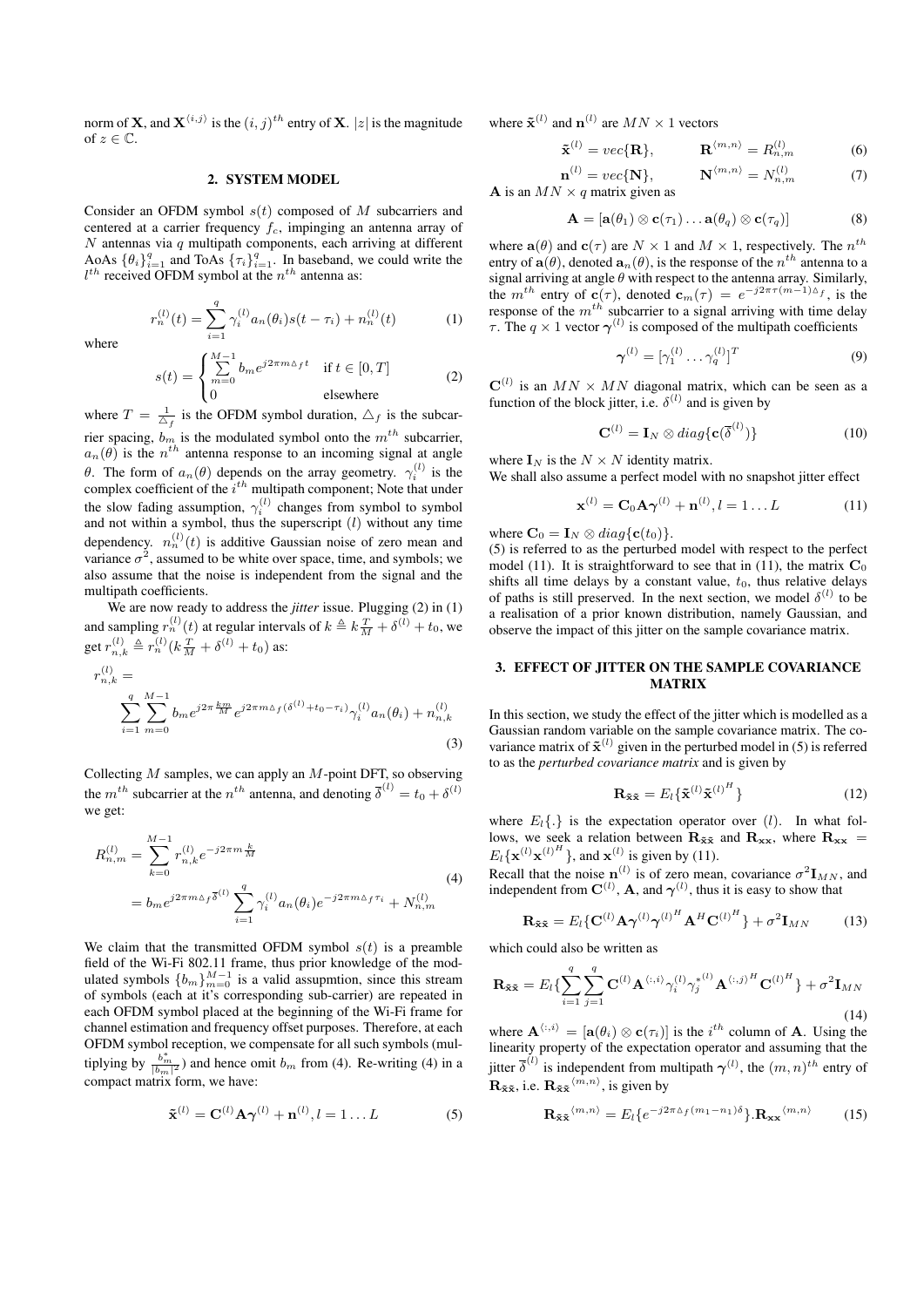norm of $\mathbf{X}$, and $\mathbf{X}^{\langle i,j \rangle}$ is the $(i,j)^{th}$ entry of $\mathbf{X}$. $|z|$ is the magnitude of $z \in \mathbb{C}$.

## 2. SYSTEM MODEL

Consider an OFDM symbol $s(t)$ composed of $M$ subcarriers and centered at a carrier frequency $f_c$, impinging an antenna array of $N$ antennas via $q$ multipath components, each arriving at different AoAs $\{\theta_i\}_{i=1}^{q}$ and ToAs $\{\tau_i\}_{i=1}^{q}$. In baseband, we could write the $l^{th}$ received OFDM symbol at the $n^{th}$ antenna as:

$$r_n^{(l)}(t) = \sum_{i=1}^{q} \gamma_i^{(l)} a_n(\theta_i) s(t - \tau_i) + n_n^{(l)}(t) \tag{1}$$

where

$$s(t) = \begin{cases} \sum_{m=0}^{M-1} b_m e^{j2\pi m \triangle_f t} & \text{if } t \in [0,T] \\ 0 & \text{elsewhere} \end{cases} \tag{2}$$

where $T = \frac{1}{\triangle_f}$ is the OFDM symbol duration, $\triangle_f$ is the subcarrier spacing, $b_m$ is the modulated symbol onto the $m^{th}$ subcarrier, $a_n(\theta)$ is the $n^{th}$ antenna response to an incoming signal at angle $\theta$. The form of $a_n(\theta)$ depends on the array geometry. $\gamma_i^{(l)}$ is the complex coefficient of the $i^{th}$ multipath component; Note that under the slow fading assumption, $\gamma_i^{(l)}$ changes from symbol to symbol and not within a symbol, thus the superscript $(l)$ without any time dependency. $n_n^{(l)}(t)$ is additive Gaussian noise of zero mean and variance $\sigma^2$, assumed to be white over space, time, and symbols; we also assume that the noise is independent from the signal and the multipath coefficients.

We are now ready to address the *jitter* issue. Plugging (2) in (1) and sampling $r_n^{(l)}(t)$ at regular intervals of $k \triangleq k\frac{T}{M} + \delta^{(l)} + t_0$, we get $r_{n,k}^{(l)} \triangleq r_n^{(l)}(k\frac{T}{M} + \delta^{(l)} + t_0)$ as:

$$r_{n,k}^{(l)} = \sum_{i=1}^{q} \sum_{m=0}^{M-1} b_m e^{j2\pi \frac{km}{M}} e^{j2\pi m \triangle_f (\delta^{(l)} + t_0 - \tau_i)} \gamma_i^{(l)} a_n(\theta_i) + n_{n,k}^{(l)} \tag{3}$$

Collecting $M$ samples, we can apply an $M$-point DFT, so observing the $m^{th}$ subcarrier at the $n^{th}$ antenna, and denoting $\overline{\delta}^{(l)} = t_0 + \delta^{(l)}$ we get:

$$\begin{aligned} R_{n,m}^{(l)} &= \sum_{k=0}^{M-1} r_{n,k}^{(l)} e^{-j2\pi m \frac{k}{M}} \\ &= b_m e^{j2\pi m \triangle_f \overline{\delta}^{(l)}} \sum_{i=1}^{q} \gamma_i^{(l)} a_n(\theta_i) e^{-j2\pi m \triangle_f \tau_i} + N_{n,m}^{(l)} \end{aligned} \tag{4}$$

We claim that the transmitted OFDM symbol $s(t)$ is a preamble field of the Wi-Fi 802.11 frame, thus prior knowledge of the modulated symbols $\{b_m\}_{m=0}^{M-1}$ is a valid assumption, since this stream of symbols (each at it's corresponding sub-carrier) are repeated in each OFDM symbol placed at the beginning of the Wi-Fi frame for channel estimation and frequency offset purposes. Therefore, at each OFDM symbol reception, we compensate for all such symbols (multiplying by $\frac{b_m^*}{|b_m|^2}$) and hence omit $b_m$ from (4). Re-writing (4) in a compact matrix form, we have:

$$\tilde{\mathbf{x}}^{(l)} = \mathbf{C}^{(l)} \mathbf{A} \boldsymbol{\gamma}^{(l)} + \mathbf{n}^{(l)}, l = 1 \dots L \tag{5}$$

where $\tilde{\mathbf{x}}^{(l)}$ and $\mathbf{n}^{(l)}$ are $MN \times 1$ vectors

$$\tilde{\mathbf{x}}^{(l)} = vec\{\mathbf{R}\}, \qquad \mathbf{R}^{\langle m,n \rangle} = R_{n,m}^{(l)} \tag{6}$$

$$\mathbf{n}^{(l)} = vec\{\mathbf{N}\}, \qquad \mathbf{N}^{\langle m,n \rangle} = N_{n,m}^{(l)} \tag{7}$$

$\mathbf{A}$ is an $MN \times q$ matrix given as

$$\mathbf{A} = [\mathbf{a}(\theta_1) \otimes \mathbf{c}(\tau_1) \dots \mathbf{a}(\theta_q) \otimes \mathbf{c}(\tau_q)] \tag{8}$$

where $\mathbf{a}(\theta)$ and $\mathbf{c}(\tau)$ are $N \times 1$ and $M \times 1$, respectively. The $n^{th}$ entry of $\mathbf{a}(\theta)$, denoted $\mathbf{a}_n(\theta)$, is the response of the $n^{th}$ antenna to a signal arriving at angle $\theta$ with respect to the antenna array. Similarly, the $m^{th}$ entry of $\mathbf{c}(\tau)$, denoted $\mathbf{c}_m(\tau) = e^{-j2\pi\tau(m-1)\triangle_f}$, is the response of the $m^{th}$ subcarrier to a signal arriving with time delay $\tau$. The $q \times 1$ vector $\boldsymbol{\gamma}^{(l)}$ is composed of the multipath coefficients

$$\boldsymbol{\gamma}^{(l)} = [\gamma_1^{(l)} \dots \gamma_q^{(l)}]^T \tag{9}$$

$\mathbf{C}^{(l)}$ is an $MN \times MN$ diagonal matrix, which can be seen as a function of the block jitter, i.e. $\delta^{(l)}$ and is given by

$$\mathbf{C}^{(l)} = \mathbf{I}_N \otimes diag\{\mathbf{c}(\overline{\delta}^{(l)})\} \tag{10}$$

where $\mathbf{I}_N$ is the $N \times N$ identity matrix.

We shall also assume a perfect model with no snapshot jitter effect

$$\mathbf{x}^{(l)} = \mathbf{C}_0 \mathbf{A} \boldsymbol{\gamma}^{(l)} + \mathbf{n}^{(l)}, l = 1 \dots L \tag{11}$$

where $\mathbf{C}_0 = \mathbf{I}_N \otimes diag\{\mathbf{c}(t_0)\}$.

(5) is referred to as the perturbed model with respect to the perfect model (11). It is straightforward to see that in (11), the matrix $\mathbf{C}_0$ shifts all time delays by a constant value, $t_0$, thus relative delays of paths is still preserved. In the next section, we model $\delta^{(l)}$ to be a realisation of a prior known distribution, namely Gaussian, and observe the impact of this jitter on the sample covariance matrix.

## 3. EFFECT OF JITTER ON THE SAMPLE COVARIANCE MATRIX

In this section, we study the effect of the jitter which is modelled as a Gaussian random variable on the sample covariance matrix. The covariance matrix of $\tilde{\mathbf{x}}^{(l)}$ given in the perturbed model in (5) is referred to as the *perturbed covariance matrix* and is given by

$$\mathbf{R}_{\tilde{\mathbf{x}}\tilde{\mathbf{x}}} = E_l\{\tilde{\mathbf{x}}^{(l)} \tilde{\mathbf{x}}^{(l)^H}\} \tag{12}$$

where $E_l\{.\}$ is the expectation operator over $(l)$. In what follows, we seek a relation between $\mathbf{R}_{\tilde{\mathbf{x}}\tilde{\mathbf{x}}}$ and $\mathbf{R}_{\mathbf{x}\mathbf{x}}$, where $\mathbf{R}_{\mathbf{x}\mathbf{x}} = E_l\{\mathbf{x}^{(l)} \mathbf{x}^{(l)^H}\}$, and $\mathbf{x}^{(l)}$ is given by (11).

Recall that the noise $\mathbf{n}^{(l)}$ is of zero mean, covariance $\sigma^2 \mathbf{I}_{MN}$, and independent from $\mathbf{C}^{(l)}$, $\mathbf{A}$, and $\boldsymbol{\gamma}^{(l)}$, thus it is easy to show that

$$\mathbf{R}_{\tilde{\mathbf{x}}\tilde{\mathbf{x}}} = E_l\{\mathbf{C}^{(l)} \mathbf{A} \boldsymbol{\gamma}^{(l)} \boldsymbol{\gamma}^{(l)^H} \mathbf{A}^H \mathbf{C}^{(l)^H}\} + \sigma^2 \mathbf{I}_{MN} \tag{13}$$

which could also be written as

$$\mathbf{R}_{\tilde{\mathbf{x}}\tilde{\mathbf{x}}} = E_l\{\sum_{i=1}^{q} \sum_{j=1}^{q} \mathbf{C}^{(l)} \mathbf{A}^{\langle :,i \rangle} \gamma_i^{(l)} \gamma_j^{*(l)} \mathbf{A}^{\langle :,j \rangle^H} \mathbf{C}^{(l)^H}\} + \sigma^2 \mathbf{I}_{MN} \tag{14}$$

where $\mathbf{A}^{\langle :,i \rangle} = [\mathbf{a}(\theta_i) \otimes \mathbf{c}(\tau_i)]$ is the $i^{th}$ column of $\mathbf{A}$. Using the linearity property of the expectation operator and assuming that the jitter $\overline{\delta}^{(l)}$ is independent from multipath $\boldsymbol{\gamma}^{(l)}$, the $(m,n)^{th}$ entry of $\mathbf{R}_{\tilde{\mathbf{x}}\tilde{\mathbf{x}}}$, i.e. $\mathbf{R}_{\tilde{\mathbf{x}}\tilde{\mathbf{x}}}^{\langle m,n \rangle}$, is given by

$$\mathbf{R}_{\tilde{\mathbf{x}}\tilde{\mathbf{x}}}^{\langle m,n \rangle} = E_l\{e^{-j2\pi\triangle_f(m_1 - n_1)\delta}\}.\mathbf{R}_{\mathbf{x}\mathbf{x}}^{\langle m,n \rangle} \tag{15}$$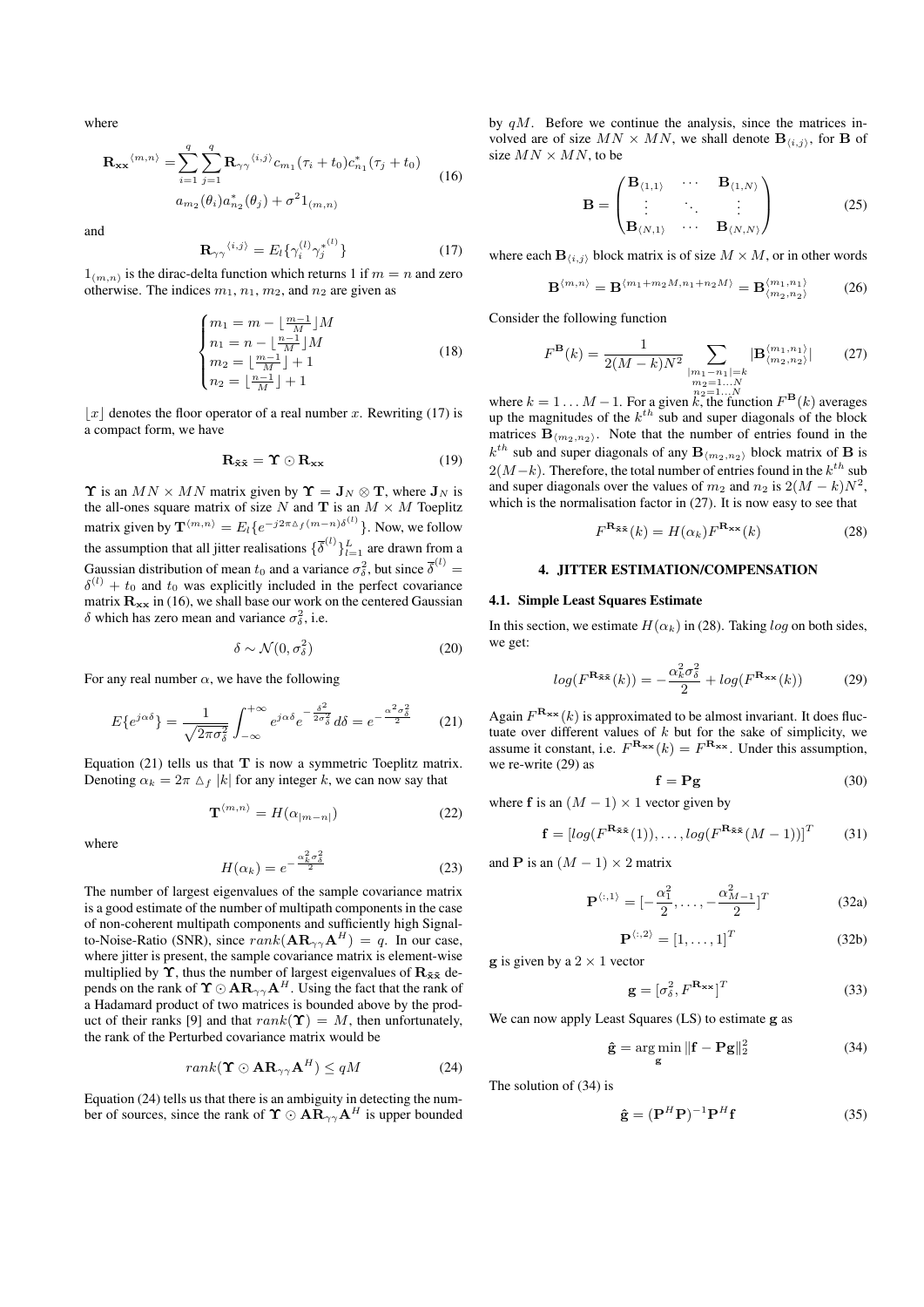where

$$\mathbf{R_{xx}}^{\langle m,n\rangle} = \sum_{i=1}^{q}\sum_{j=1}^{q} \mathbf{R}_{\gamma\gamma}{}^{\langle i,j\rangle} c_{m_1}(\tau_i + t_0) c_{n_1}^*(\tau_j + t_0) \\ a_{m_2}(\theta_i) a_{n_2}^*(\theta_j) + \sigma^2 1_{(m,n)} \tag{16}$$

and

$$\mathbf{R}_{\gamma\gamma}{}^{\langle i,j\rangle} = E_l\{\gamma_i^{(l)} \gamma_j^{*(l)}\} \tag{17}$$

$1_{(m,n)}$ is the dirac-delta function which returns 1 if $m = n$ and zero otherwise. The indices $m_1$, $n_1$, $m_2$, and $n_2$ are given as

$$\begin{cases} m_1 = m - \lfloor \frac{m-1}{M} \rfloor M \\ n_1 = n - \lfloor \frac{n-1}{M} \rfloor M \\ m_2 = \lfloor \frac{m-1}{M} \rfloor + 1 \\ n_2 = \lfloor \frac{n-1}{M} \rfloor + 1 \end{cases} \tag{18}$$

$\lfloor x \rfloor$ denotes the floor operator of a real number $x$. Rewriting (17) is a compact form, we have

$$\mathbf{R}_{\tilde{\mathbf{x}}\tilde{\mathbf{x}}} = \mathbf{\Upsilon} \odot \mathbf{R_{xx}} \tag{19}$$

$\mathbf{\Upsilon}$ is an $MN \times MN$ matrix given by $\mathbf{\Upsilon} = \mathbf{J}_N \otimes \mathbf{T}$, where $\mathbf{J}_N$ is the all-ones square matrix of size $N$ and $\mathbf{T}$ is an $M \times M$ Toeplitz matrix given by $\mathbf{T}^{\langle m,n\rangle} = E_l\{e^{-j2\pi\triangle_f (m-n)\delta^{(l)}}\}$. Now, we follow the assumption that all jitter realisations $\{\overline{\delta}^{(l)}\}_{l=1}^{L}$ are drawn from a Gaussian distribution of mean $t_0$ and a variance $\sigma_\delta^2$, but since $\overline{\delta}^{(l)} = \delta^{(l)} + t_0$ and $t_0$ was explicitly included in the perfect covariance matrix $\mathbf{R_{xx}}$ in (16), we shall base our work on the centered Gaussian $\delta$ which has zero mean and variance $\sigma_\delta^2$, i.e.

$$\delta \sim \mathcal{N}(0, \sigma_\delta^2) \tag{20}$$

For any real number $\alpha$, we have the following

$$E\{e^{j\alpha\delta}\} = \frac{1}{\sqrt{2\pi\sigma_\delta^2}} \int_{-\infty}^{+\infty} e^{j\alpha\delta} e^{-\frac{\delta^2}{2\sigma_\delta^2}} d\delta = e^{-\frac{\alpha^2\sigma_\delta^2}{2}} \tag{21}$$

Equation (21) tells us that $\mathbf{T}$ is now a symmetric Toeplitz matrix. Denoting $\alpha_k = 2\pi \triangle_f |k|$ for any integer $k$, we can now say that

$$\mathbf{T}^{\langle m,n\rangle} = H(\alpha_{|m-n|}) \tag{22}$$

where

$$H(\alpha_k) = e^{-\frac{\alpha_k^2\sigma_\delta^2}{2}} \tag{23}$$

The number of largest eigenvalues of the sample covariance matrix is a good estimate of the number of multipath components in the case of non-coherent multipath components and sufficiently high Signal-to-Noise-Ratio (SNR), since $rank(\mathbf{A}\mathbf{R}_{\gamma\gamma}\mathbf{A}^H) = q$. In our case, where jitter is present, the sample covariance matrix is element-wise multiplied by $\mathbf{\Upsilon}$, thus the number of largest eigenvalues of $\mathbf{R}_{\tilde{\mathbf{x}}\tilde{\mathbf{x}}}$ depends on the rank of $\mathbf{\Upsilon} \odot \mathbf{A}\mathbf{R}_{\gamma\gamma}\mathbf{A}^H$. Using the fact that the rank of a Hadamard product of two matrices is bounded above by the product of their ranks [9] and that $rank(\mathbf{\Upsilon}) = M$, then unfortunately, the rank of the Perturbed covariance matrix would be

$$rank(\mathbf{\Upsilon} \odot \mathbf{A}\mathbf{R}_{\gamma\gamma}\mathbf{A}^H) \leq qM \tag{24}$$

Equation (24) tells us that there is an ambiguity in detecting the number of sources, since the rank of $\mathbf{\Upsilon} \odot \mathbf{A}\mathbf{R}_{\gamma\gamma}\mathbf{A}^H$ is upper bounded by $qM$. Before we continue the analysis, since the matrices involved are of size $MN \times MN$, we shall denote $\mathbf{B}_{\langle i,j\rangle}$, for $\mathbf{B}$ of size $MN \times MN$, to be

$$\mathbf{B} = \begin{pmatrix} \mathbf{B}_{\langle 1,1\rangle} & \cdots & \mathbf{B}_{\langle 1,N\rangle} \\ \vdots & \ddots & \vdots \\ \mathbf{B}_{\langle N,1\rangle} & \cdots & \mathbf{B}_{\langle N,N\rangle} \end{pmatrix} \tag{25}$$

where each $\mathbf{B}_{\langle i,j\rangle}$ block matrix is of size $M \times M$, or in other words

$$\mathbf{B}^{\langle m,n\rangle} = \mathbf{B}^{\langle m_1+m_2M, n_1+n_2M\rangle} = \mathbf{B}_{\langle m_2,n_2\rangle}^{\langle m_1,n_1\rangle} \tag{26}$$

Consider the following function

$$F^{\mathbf{B}}(k) = \frac{1}{2(M-k)N^2} \sum_{\substack{|m_1-n_1|=k \\ m_2=1\ldots N \\ n_2=1\ldots N}} |\mathbf{B}_{\langle m_2,n_2\rangle}^{\langle m_1,n_1\rangle}| \tag{27}$$

where $k = 1\ldots M-1$. For a given $k$, the function $F^{\mathbf{B}}(k)$ averages up the magnitudes of the $k^{th}$ sub and super diagonals of the block matrices $\mathbf{B}_{\langle m_2,n_2\rangle}$. Note that the number of entries found in the $k^{th}$ sub and super diagonals of any $\mathbf{B}_{\langle m_2,n_2\rangle}$ block matrix of $\mathbf{B}$ is $2(M-k)$. Therefore, the total number of entries found in the $k^{th}$ sub and super diagonals over the values of $m_2$ and $n_2$ is $2(M-k)N^2$, which is the normalisation factor in (27). It is now easy to see that

$$F^{\mathbf{R}_{\tilde{\mathbf{x}}\tilde{\mathbf{x}}}}(k) = H(\alpha_k) F^{\mathbf{R_{xx}}}(k) \tag{28}$$

## 4. JITTER ESTIMATION/COMPENSATION

### 4.1. Simple Least Squares Estimate

In this section, we estimate $H(\alpha_k)$ in (28). Taking $log$ on both sides, we get:

$$log(F^{\mathbf{R}_{\tilde{\mathbf{x}}\tilde{\mathbf{x}}}}(k)) = -\frac{\alpha_k^2\sigma_\delta^2}{2} + log(F^{\mathbf{R_{xx}}}(k)) \tag{29}$$

Again $F^{\mathbf{R_{xx}}}(k)$ is approximated to be almost invariant. It does fluctuate over different values of $k$ but for the sake of simplicity, we assume it constant, i.e. $F^{\mathbf{R_{xx}}}(k) = F^{\mathbf{R_{xx}}}$. Under this assumption, we re-write (29) as

$$\mathbf{f} = \mathbf{P}\mathbf{g} \tag{30}$$

where $\mathbf{f}$ is an $(M-1)\times 1$ vector given by

$$\mathbf{f} = [log(F^{\mathbf{R}_{\tilde{\mathbf{x}}\tilde{\mathbf{x}}}}(1)), \ldots, log(F^{\mathbf{R}_{\tilde{\mathbf{x}}\tilde{\mathbf{x}}}}(M-1))]^T \tag{31}$$

and $\mathbf{P}$ is an $(M-1)\times 2$ matrix

$$\mathbf{P}^{\langle :,1\rangle} = [-\frac{\alpha_1^2}{2}, \ldots, -\frac{\alpha_{M-1}^2}{2}]^T \tag{32a}$$

$$\mathbf{P}^{\langle :,2\rangle} = [1, \ldots, 1]^T \tag{32b}$$

$\mathbf{g}$ is given by a $2\times 1$ vector

$$\mathbf{g} = [\sigma_\delta^2, F^{\mathbf{R_{xx}}}]^T \tag{33}$$

We can now apply Least Squares (LS) to estimate $\mathbf{g}$ as

$$\hat{\mathbf{g}} = \arg\min_{\mathbf{g}} \|\mathbf{f} - \mathbf{P}\mathbf{g}\|_2^2 \tag{34}$$

The solution of (34) is

$$\hat{\mathbf{g}} = (\mathbf{P}^H\mathbf{P})^{-1}\mathbf{P}^H\mathbf{f} \tag{35}$$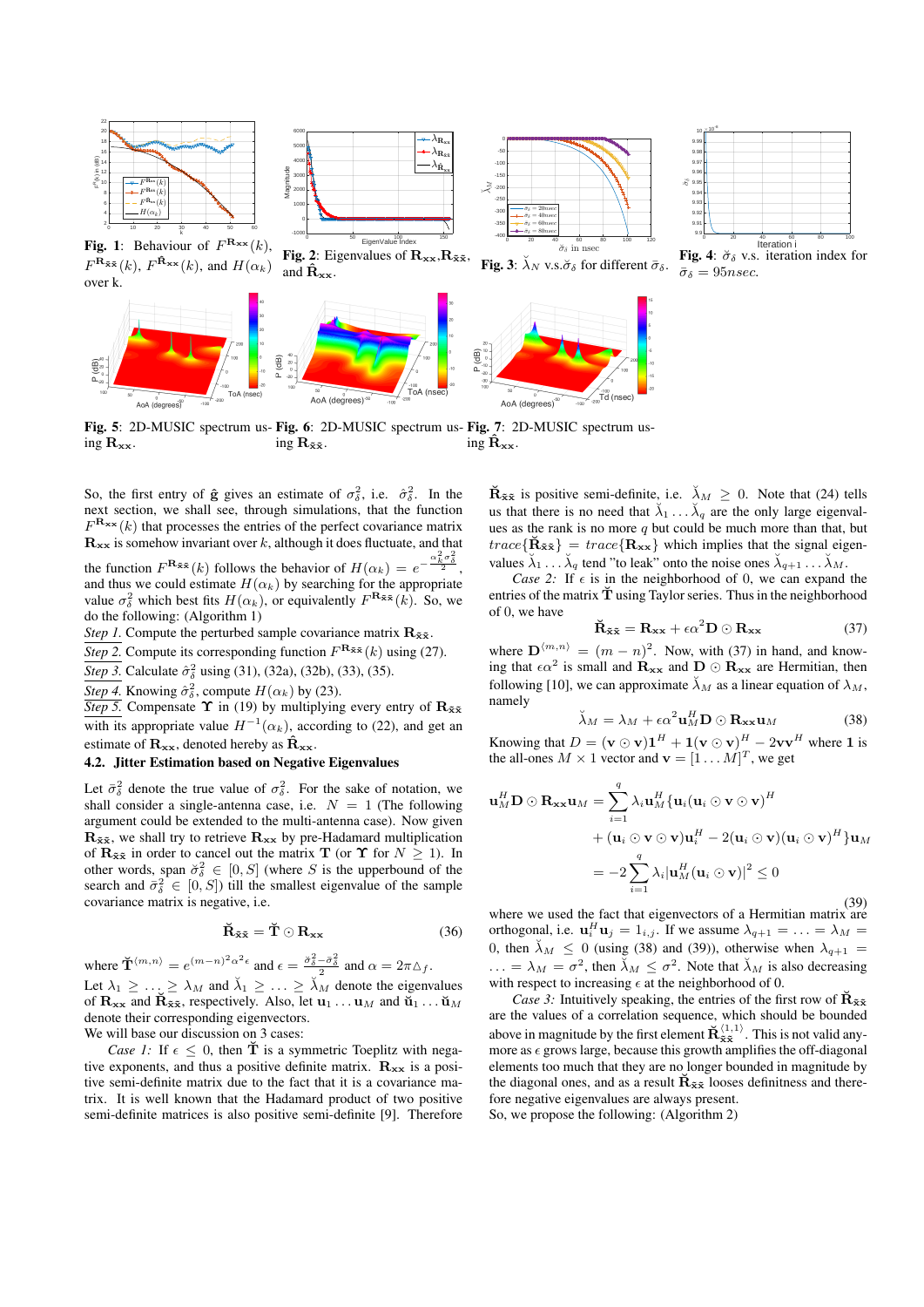**Fig. 1**: Behaviour of $F^{\mathbf{R_{xx}}}(k)$, $F^{\mathbf{R_{\tilde{x}\tilde{x}}}}(k)$, $F^{\hat{\mathbf{R}}_{\mathbf{xx}}}(k)$, and $H(\alpha_k)$ over k.

**Fig. 2**: Eigenvalues of $\mathbf{R_{xx}}$,$\mathbf{R_{\tilde{x}\tilde{x}}}$, and $\hat{\mathbf{R}}_{\mathbf{xx}}$.

**Fig. 3**: $\breve{\lambda}_N$ v.s.$\breve{\sigma}_\delta$ for different $\bar{\sigma}_\delta$.

**Fig. 4**: $\breve{\sigma}_\delta$ v.s. iteration index for $\bar{\sigma}_\delta = 95nsec$.

**Fig. 5**: 2D-MUSIC spectrum using $\mathbf{R_{xx}}$.

**Fig. 6**: 2D-MUSIC spectrum using $\mathbf{R_{\tilde{x}\tilde{x}}}$.

**Fig. 7**: 2D-MUSIC spectrum using $\hat{\mathbf{R}}_{\mathbf{xx}}$.

So, the first entry of $\hat{\mathbf{g}}$ gives an estimate of $\sigma_\delta^2$, i.e. $\hat{\sigma}_\delta^2$. In the next section, we shall see, through simulations, that the function $F^{\mathbf{R_{xx}}}(k)$ that processes the entries of the perfect covariance matrix $\mathbf{R_{xx}}$ is somehow invariant over $k$, although it does fluctuate, and that the function $F^{\mathbf{R_{\tilde{x}\tilde{x}}}}(k)$ follows the behavior of $H(\alpha_k) = e^{-\frac{\alpha_k^2\sigma_\delta^2}{2}}$, and thus we could estimate $H(\alpha_k)$ by searching for the appropriate value $\sigma_\delta^2$ which best fits $H(\alpha_k)$, or equivalently $F^{\mathbf{R_{\tilde{x}\tilde{x}}}}(k)$. So, we do the following: (Algorithm 1)

Step 1. Compute the perturbed sample covariance matrix $\mathbf{R_{\tilde{x}\tilde{x}}}$.

Step 2. Compute its corresponding function $F^{\mathbf{R_{\tilde{x}\tilde{x}}}}(k)$ using (27).

Step 3. Calculate $\hat{\sigma}_\delta^2$ using (31), (32a), (32b), (33), (35).

Step 4. Knowing $\hat{\sigma}_\delta^2$, compute $H(\alpha_k)$ by (23).

Step 5. Compensate $\mathbf{\Upsilon}$ in (19) by multiplying every entry of $\mathbf{R_{\tilde{x}\tilde{x}}}$ with its appropriate value $H^{-1}(\alpha_k)$, according to (22), and get an estimate of $\mathbf{R_{xx}}$, denoted hereby as $\hat{\mathbf{R}}_{\mathbf{xx}}$.

### 4.2. Jitter Estimation based on Negative Eigenvalues

Let $\bar{\sigma}_\delta^2$ denote the true value of $\sigma_\delta^2$. For the sake of notation, we shall consider a single-antenna case, i.e. $N = 1$ (The following argument could be extended to the multi-antenna case). Now given $\mathbf{R_{\tilde{x}\tilde{x}}}$, we shall try to retrieve $\mathbf{R_{xx}}$ by pre-Hadamard multiplication of $\mathbf{R_{\tilde{x}\tilde{x}}}$ in order to cancel out the matrix $\mathbf{T}$ (or $\mathbf{\Upsilon}$ for $N \geq 1$). In other words, span $\breve{\sigma}_\delta^2 \in [0, S]$ (where $S$ is the upperbound of the search and $\bar{\sigma}_\delta^2 \in [0, S]$) till the smallest eigenvalue of the sample covariance matrix is negative, i.e.

$$\breve{\mathbf{R}}_{\tilde{\mathbf{x}}\tilde{\mathbf{x}}} = \breve{\mathbf{T}} \odot \mathbf{R_{xx}} \tag{36}$$

where $\breve{\mathbf{T}}^{\langle m,n\rangle} = e^{(m-n)^2\alpha^2\epsilon}$ and $\epsilon = \frac{\breve{\sigma}_\delta^2 - \bar{\sigma}_\delta^2}{2}$ and $\alpha = 2\pi\triangle_f$.

Let $\lambda_1 \geq \ldots \geq \lambda_M$ and $\breve{\lambda}_1 \geq \ldots \geq \breve{\lambda}_M$ denote the eigenvalues of $\mathbf{R_{xx}}$ and $\breve{\mathbf{R}}_{\tilde{\mathbf{x}}\tilde{\mathbf{x}}}$, respectively. Also, let $\mathbf{u}_1 \ldots \mathbf{u}_M$ and $\breve{\mathbf{u}}_1 \ldots \breve{\mathbf{u}}_M$ denote their corresponding eigenvectors.

We will base our discussion on 3 cases:

*Case 1:* If $\epsilon \leq 0$, then $\breve{\mathbf{T}}$ is a symmetric Toeplitz with negative exponents, and thus a positive definite matrix. $\mathbf{R_{xx}}$ is a positive semi-definite matrix due to the fact that it is a covariance matrix. It is well known that the Hadamard product of two positive semi-definite matrices is also positive semi-definite [9]. Therefore $\breve{\mathbf{R}}_{\tilde{\mathbf{x}}\tilde{\mathbf{x}}}$ is positive semi-definite, i.e. $\breve{\lambda}_M \geq 0$. Note that (24) tells us that there is no need that $\breve{\lambda}_1 \ldots \breve{\lambda}_q$ are the only large eigenvalues as the rank is no more $q$ but could be much more than that, but $trace\{\breve{\mathbf{R}}_{\tilde{\mathbf{x}}\tilde{\mathbf{x}}}\} = trace\{\mathbf{R_{xx}}\}$ which implies that the signal eigenvalues $\breve{\lambda}_1 \ldots \breve{\lambda}_q$ tend "to leak" onto the noise ones $\breve{\lambda}_{q+1} \ldots \breve{\lambda}_M$.

*Case 2:* If $\epsilon$ is in the neighborhood of 0, we can expand the entries of the matrix $\breve{\mathbf{T}}$ using Taylor series. Thus in the neighborhood of 0, we have

$$\breve{\mathbf{R}}_{\tilde{\mathbf{x}}\tilde{\mathbf{x}}} = \mathbf{R_{xx}} + \epsilon\alpha^2\mathbf{D} \odot \mathbf{R_{xx}} \tag{37}$$

where $\mathbf{D}^{\langle m,n\rangle} = (m-n)^2$. Now, with (37) in hand, and knowing that $\epsilon\alpha^2$ is small and $\mathbf{R_{xx}}$ and $\mathbf{D} \odot \mathbf{R_{xx}}$ are Hermitian, then following [10], we can approximate $\breve{\lambda}_M$ as a linear equation of $\lambda_M$, namely

$$\breve{\lambda}_M = \lambda_M + \epsilon\alpha^2\mathbf{u}_M^H\mathbf{D} \odot \mathbf{R_{xx}}\mathbf{u}_M \tag{38}$$

Knowing that $D = (\mathbf{v} \odot \mathbf{v})\mathbf{1}^H + \mathbf{1}(\mathbf{v} \odot \mathbf{v})^H - 2\mathbf{v}\mathbf{v}^H$ where $\mathbf{1}$ is the all-ones $M \times 1$ vector and $\mathbf{v} = [1 \ldots M]^T$, we get

$$\begin{aligned}
\mathbf{u}_M^H\mathbf{D} \odot \mathbf{R_{xx}}\mathbf{u}_M &= \sum_{i=1}^{q} \lambda_i \mathbf{u}_M^H\{\mathbf{u}_i(\mathbf{u}_i \odot \mathbf{v} \odot \mathbf{v})^H \\
&\quad + (\mathbf{u}_i \odot \mathbf{v} \odot \mathbf{v})\mathbf{u}_i^H - 2(\mathbf{u}_i \odot \mathbf{v})(\mathbf{u}_i \odot \mathbf{v})^H\}\mathbf{u}_M \\
&= -2\sum_{i=1}^{q} \lambda_i |\mathbf{u}_M^H(\mathbf{u}_i \odot \mathbf{v})|^2 \leq 0
\end{aligned} \tag{39}$$

where we used the fact that eigenvectors of a Hermitian matrix are orthogonal, i.e. $\mathbf{u}_i^H\mathbf{u}_j = 1_{i,j}$. If we assume $\lambda_{q+1} = \ldots = \lambda_M = 0$, then $\breve{\lambda}_M \leq 0$ (using (38) and (39)), otherwise when $\lambda_{q+1} = \ldots = \lambda_M = \sigma^2$, then $\breve{\lambda}_M \leq \sigma^2$. Note that $\breve{\lambda}_M$ is also decreasing with respect to increasing $\epsilon$ at the neighborhood of 0.

*Case 3:* Intuitively speaking, the entries of the first row of $\breve{\mathbf{R}}_{\tilde{\mathbf{x}}\tilde{\mathbf{x}}}$ are the values of a correlation sequence, which should be bounded above in magnitude by the first element $\breve{\mathbf{R}}_{\tilde{\mathbf{x}}\tilde{\mathbf{x}}}^{\langle 1,1\rangle}$. This is not valid anymore as $\epsilon$ grows large, because this growth amplifies the off-diagonal elements too much that they are no longer bounded in magnitude by the diagonal ones, and as a result $\breve{\mathbf{R}}_{\tilde{\mathbf{x}}\tilde{\mathbf{x}}}$ looses definitness and therefore negative eigenvalues are always present.

So, we propose the following: (Algorithm 2)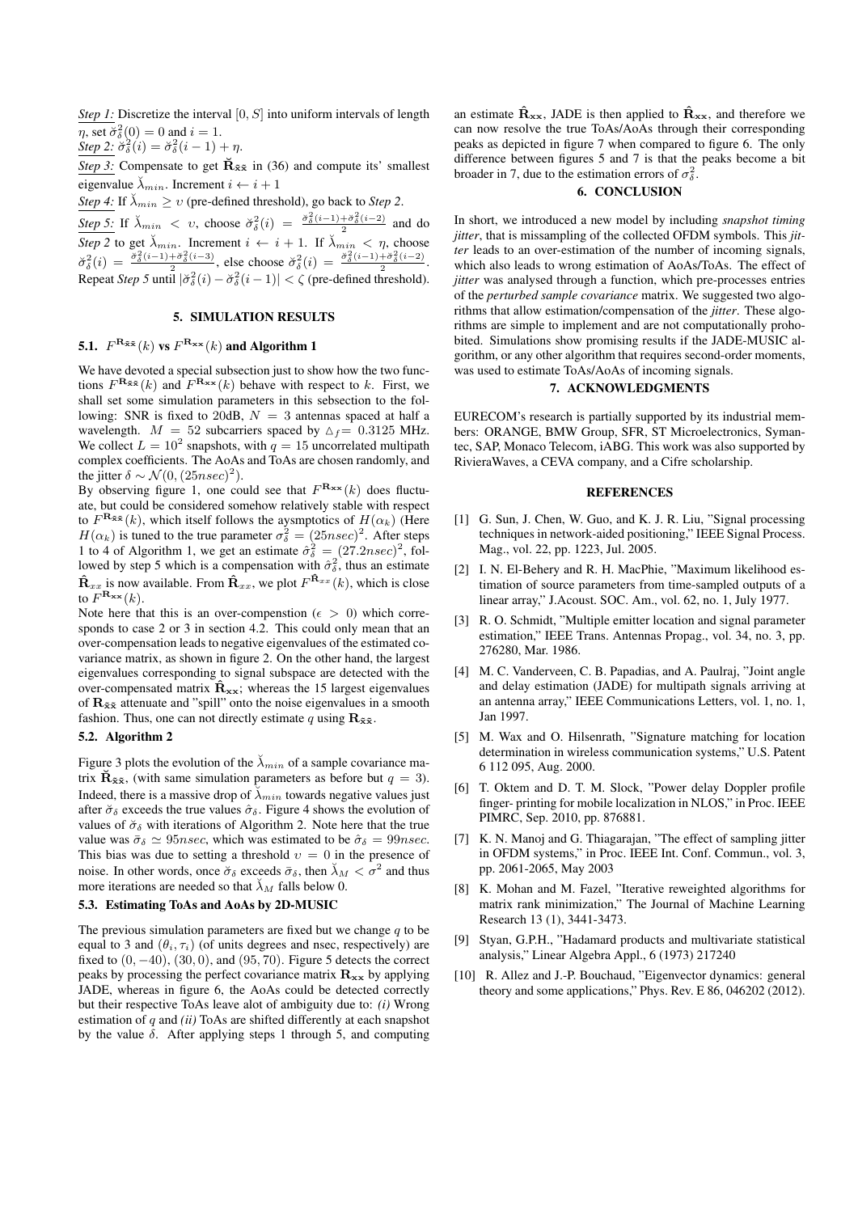*Step 1:* Discretize the interval $[0, S]$ into uniform intervals of length $\eta$, set $\breve{\sigma}_\delta^2(0) = 0$ and $i = 1$.

*Step 2:* $\breve{\sigma}_\delta^2(i) = \breve{\sigma}_\delta^2(i-1) + \eta$.

*Step 3:* Compensate to get $\breve{\mathbf{R}}_{\tilde{\mathbf{x}}\tilde{\mathbf{x}}}$ in (36) and compute its' smallest eigenvalue $\breve{\lambda}_{min}$. Increment $i \leftarrow i + 1$

*Step 4:* If $\breve{\lambda}_{min} \geq \upsilon$ (pre-defined threshold), go back to *Step 2*.

*Step 5:* If $\breve{\lambda}_{min} < \upsilon$, choose $\breve{\sigma}_\delta^2(i) = \frac{\breve{\sigma}_\delta^2(i-1)+\breve{\sigma}_\delta^2(i-2)}{2}$ and do *Step 2* to get $\breve{\lambda}_{min}$. Increment $i \leftarrow i + 1$. If $\breve{\lambda}_{min} < \eta$, choose $\breve{\sigma}_\delta^2(i) = \frac{\breve{\sigma}_\delta^2(i-1)+\breve{\sigma}_\delta^2(i-3)}{2}$, else choose $\breve{\sigma}_\delta^2(i) = \frac{\breve{\sigma}_\delta^2(i-1)+\breve{\sigma}_\delta^2(i-2)}{2}$. Repeat *Step 5* until $|\breve{\sigma}_\delta^2(i) - \breve{\sigma}_\delta^2(i-1)| < \zeta$ (pre-defined threshold).

## 5. SIMULATION RESULTS

### 5.1. $F^{\mathbf{R}_{\tilde{\mathbf{x}}\tilde{\mathbf{x}}}}(k)$ vs $F^{\mathbf{R}_{\mathbf{xx}}}(k)$ and Algorithm 1

We have devoted a special subsection just to show how the two functions $F^{\mathbf{R}_{\tilde{\mathbf{x}}\tilde{\mathbf{x}}}}(k)$ and $F^{\mathbf{R}_{\mathbf{xx}}}(k)$ behave with respect to $k$. First, we shall set some simulation parameters in this sebsection to the following: SNR is fixed to 20dB, $N = 3$ antennas spaced at half a wavelength. $M = 52$ subcarriers spaced by $\triangle_f = 0.3125$ MHz. We collect $L = 10^2$ snapshots, with $q = 15$ uncorrelated multipath complex coefficients. The AoAs and ToAs are chosen randomly, and the jitter $\delta \sim \mathcal{N}(0, (25nsec)^2)$.

By observing figure 1, one could see that $F^{\mathbf{R}_{\mathbf{xx}}}(k)$ does fluctuate, but could be considered somehow relatively stable with respect to $F^{\mathbf{R}_{\tilde{\mathbf{x}}\tilde{\mathbf{x}}}}(k)$, which itself follows the aysmptotics of $H(\alpha_k)$ (Here $H(\alpha_k)$ is tuned to the true parameter $\sigma_\delta^2 = (25nsec)^2$. After steps 1 to 4 of Algorithm 1, we get an estimate $\hat{\sigma}_\delta^2 = (27.2nsec)^2$, followed by step 5 which is a compensation with $\hat{\sigma}_\delta^2$, thus an estimate $\hat{\mathbf{R}}_{xx}$ is now available. From $\hat{\mathbf{R}}_{xx}$, we plot $F^{\hat{\mathbf{R}}_{xx}}(k)$, which is close to $F^{\mathbf{R}_{\mathbf{xx}}}(k)$.

Note here that this is an over-compenstion ($\epsilon > 0$) which corresponds to case 2 or 3 in section 4.2. This could only mean that an over-compensation leads to negative eigenvalues of the estimated covariance matrix, as shown in figure 2. On the other hand, the largest eigenvalues corresponding to signal subspace are detected with the over-compensated matrix $\hat{\mathbf{R}}_{\mathbf{xx}}$; whereas the 15 largest eigenvalues of $\mathbf{R}_{\tilde{\mathbf{x}}\tilde{\mathbf{x}}}$ attenuate and "spill" onto the noise eigenvalues in a smooth fashion. Thus, one can not directly estimate $q$ using $\mathbf{R}_{\tilde{\mathbf{x}}\tilde{\mathbf{x}}}$.

### 5.2. Algorithm 2

Figure 3 plots the evolution of the $\breve{\lambda}_{min}$ of a sample covariance matrix $\breve{\mathbf{R}}_{\tilde{\mathbf{x}}\tilde{\mathbf{x}}}$, (with same simulation parameters as before but $q = 3$). Indeed, there is a massive drop of $\breve{\lambda}_{min}$ towards negative values just after $\breve{\sigma}_\delta$ exceeds the true values $\hat{\sigma}_\delta$. Figure 4 shows the evolution of values of $\breve{\sigma}_\delta$ with iterations of Algorithm 2. Note here that the true value was $\bar{\sigma}_\delta \simeq 95nsec$, which was estimated to be $\hat{\sigma}_\delta = 99nsec$. This bias was due to setting a threshold $\upsilon = 0$ in the presence of noise. In other words, once $\breve{\sigma}_\delta$ exceeds $\bar{\sigma}_\delta$, then $\breve{\lambda}_M < \sigma^2$ and thus more iterations are needed so that $\breve{\lambda}_M$ falls below 0.

### 5.3. Estimating ToAs and AoAs by 2D-MUSIC

The previous simulation parameters are fixed but we change $q$ to be equal to 3 and $(\theta_i, \tau_i)$ (of units degrees and nsec, respectively) are fixed to $(0, -40)$, $(30, 0)$, and $(95, 70)$. Figure 5 detects the correct peaks by processing the perfect covariance matrix $\mathbf{R}_{\mathbf{xx}}$ by applying JADE, whereas in figure 6, the AoAs could be detected correctly but their respective ToAs leave alot of ambiguity due to: *(i)* Wrong estimation of $q$ and *(ii)* ToAs are shifted differently at each snapshot by the value $\delta$. After applying steps 1 through 5, and computing an estimate $\hat{\mathbf{R}}_{\mathbf{xx}}$, JADE is then applied to $\hat{\mathbf{R}}_{\mathbf{xx}}$, and therefore we can now resolve the true ToAs/AoAs through their corresponding peaks as depicted in figure 7 when compared to figure 6. The only difference between figures 5 and 7 is that the peaks become a bit broader in 7, due to the estimation errors of $\sigma_\delta^2$.

## 6. CONCLUSION

In short, we introduced a new model by including *snapshot timing jitter*, that is missampling of the collected OFDM symbols. This *jitter* leads to an over-estimation of the number of incoming signals, which also leads to wrong estimation of AoAs/ToAs. The effect of *jitter* was analysed through a function, which pre-processes entries of the *perturbed sample covariance* matrix. We suggested two algorithms that allow estimation/compensation of the *jitter*. These algorithms are simple to implement and are not computationally prohobited. Simulations show promising results if the JADE-MUSIC algorithm, or any other algorithm that requires second-order moments, was used to estimate ToAs/AoAs of incoming signals.

## 7. ACKNOWLEDGMENTS

EURECOM's research is partially supported by its industrial members: ORANGE, BMW Group, SFR, ST Microelectronics, Symantec, SAP, Monaco Telecom, iABG. This work was also supported by RivieraWaves, a CEVA company, and a Cifre scholarship.

## REFERENCES

[1] G. Sun, J. Chen, W. Guo, and K. J. R. Liu, "Signal processing techniques in network-aided positioning," IEEE Signal Process. Mag., vol. 22, pp. 1223, Jul. 2005.

[2] I. N. El-Behery and R. H. MacPhie, "Maximum likelihood estimation of source parameters from time-sampled outputs of a linear array," J.Acoust. SOC. Am., vol. 62, no. 1, July 1977.

[3] R. O. Schmidt, "Multiple emitter location and signal parameter estimation," IEEE Trans. Antennas Propag., vol. 34, no. 3, pp. 276280, Mar. 1986.

[4] M. C. Vanderveen, C. B. Papadias, and A. Paulraj, "Joint angle and delay estimation (JADE) for multipath signals arriving at an antenna array," IEEE Communications Letters, vol. 1, no. 1, Jan 1997.

[5] M. Wax and O. Hilsenrath, "Signature matching for location determination in wireless communication systems," U.S. Patent 6 112 095, Aug. 2000.

[6] T. Oktem and D. T. M. Slock, "Power delay Doppler profile finger- printing for mobile localization in NLOS," in Proc. IEEE PIMRC, Sep. 2010, pp. 876881.

[7] K. N. Manoj and G. Thiagarajan, "The effect of sampling jitter in OFDM systems," in Proc. IEEE Int. Conf. Commun., vol. 3, pp. 2061-2065, May 2003

[8] K. Mohan and M. Fazel, "Iterative reweighted algorithms for matrix rank minimization," The Journal of Machine Learning Research 13 (1), 3441-3473.

[9] Styan, G.P.H., "Hadamard products and multivariate statistical analysis," Linear Algebra Appl., 6 (1973) 217240

[10] R. Allez and J.-P. Bouchaud, "Eigenvector dynamics: general theory and some applications," Phys. Rev. E 86, 046202 (2012).